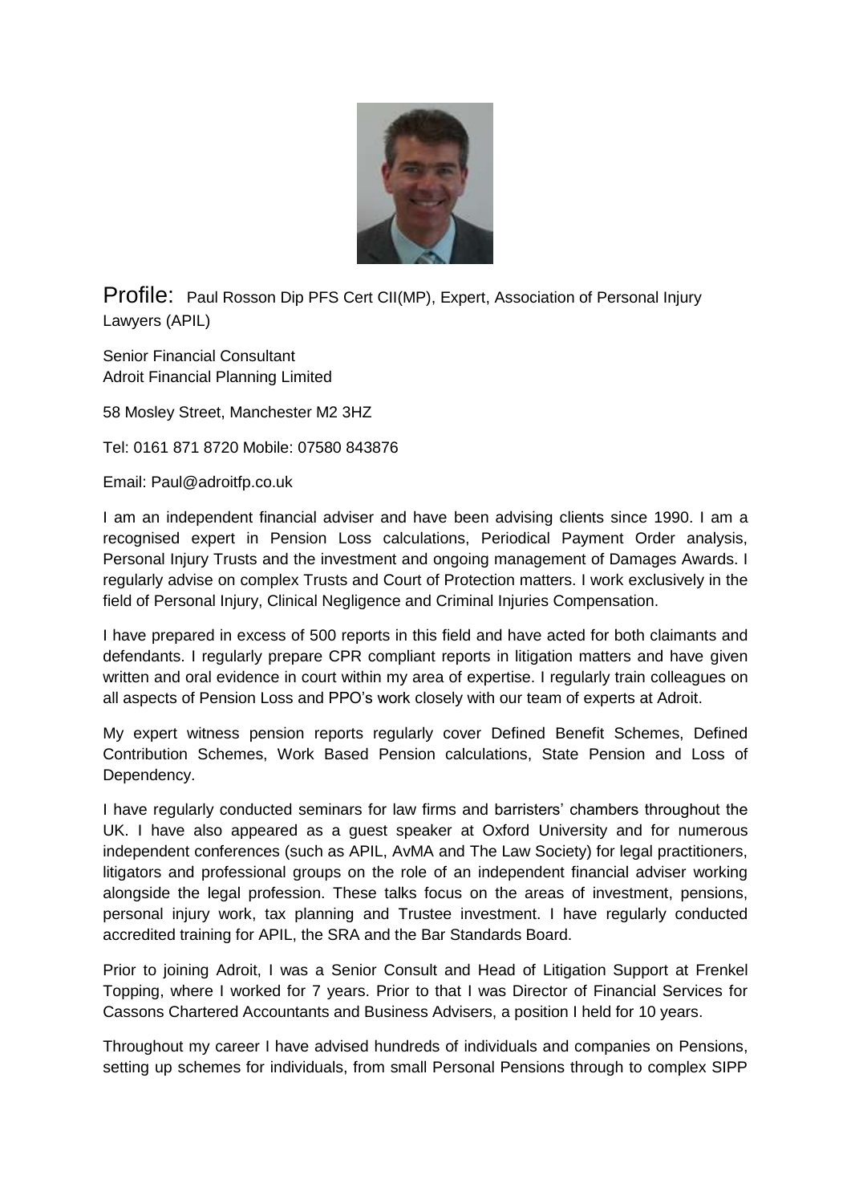Profile: Paul Rosson Dip PFS Cert CII(MP), Expert, Association of Personal Injury Lawyers (APIL)

Senior Financial Consultant
Adroit Financial Planning Limited

58 Mosley Street, Manchester M2 3HZ

Tel: 0161 871 8720 Mobile: 07580 843876

Email: Paul@adroitfp.co.uk

I am an independent financial adviser and have been advising clients since 1990. I am a recognised expert in Pension Loss calculations, Periodical Payment Order analysis, Personal Injury Trusts and the investment and ongoing management of Damages Awards. I regularly advise on complex Trusts and Court of Protection matters. I work exclusively in the field of Personal Injury, Clinical Negligence and Criminal Injuries Compensation.

I have prepared in excess of 500 reports in this field and have acted for both claimants and defendants. I regularly prepare CPR compliant reports in litigation matters and have given written and oral evidence in court within my area of expertise. I regularly train colleagues on all aspects of Pension Loss and PPO's work closely with our team of experts at Adroit.

My expert witness pension reports regularly cover Defined Benefit Schemes, Defined Contribution Schemes, Work Based Pension calculations, State Pension and Loss of Dependency.

I have regularly conducted seminars for law firms and barristers' chambers throughout the UK. I have also appeared as a guest speaker at Oxford University and for numerous independent conferences (such as APIL, AvMA and The Law Society) for legal practitioners, litigators and professional groups on the role of an independent financial adviser working alongside the legal profession. These talks focus on the areas of investment, pensions, personal injury work, tax planning and Trustee investment. I have regularly conducted accredited training for APIL, the SRA and the Bar Standards Board.

Prior to joining Adroit, I was a Senior Consult and Head of Litigation Support at Frenkel Topping, where I worked for 7 years. Prior to that I was Director of Financial Services for Cassons Chartered Accountants and Business Advisers, a position I held for 10 years.

Throughout my career I have advised hundreds of individuals and companies on Pensions, setting up schemes for individuals, from small Personal Pensions through to complex SIPP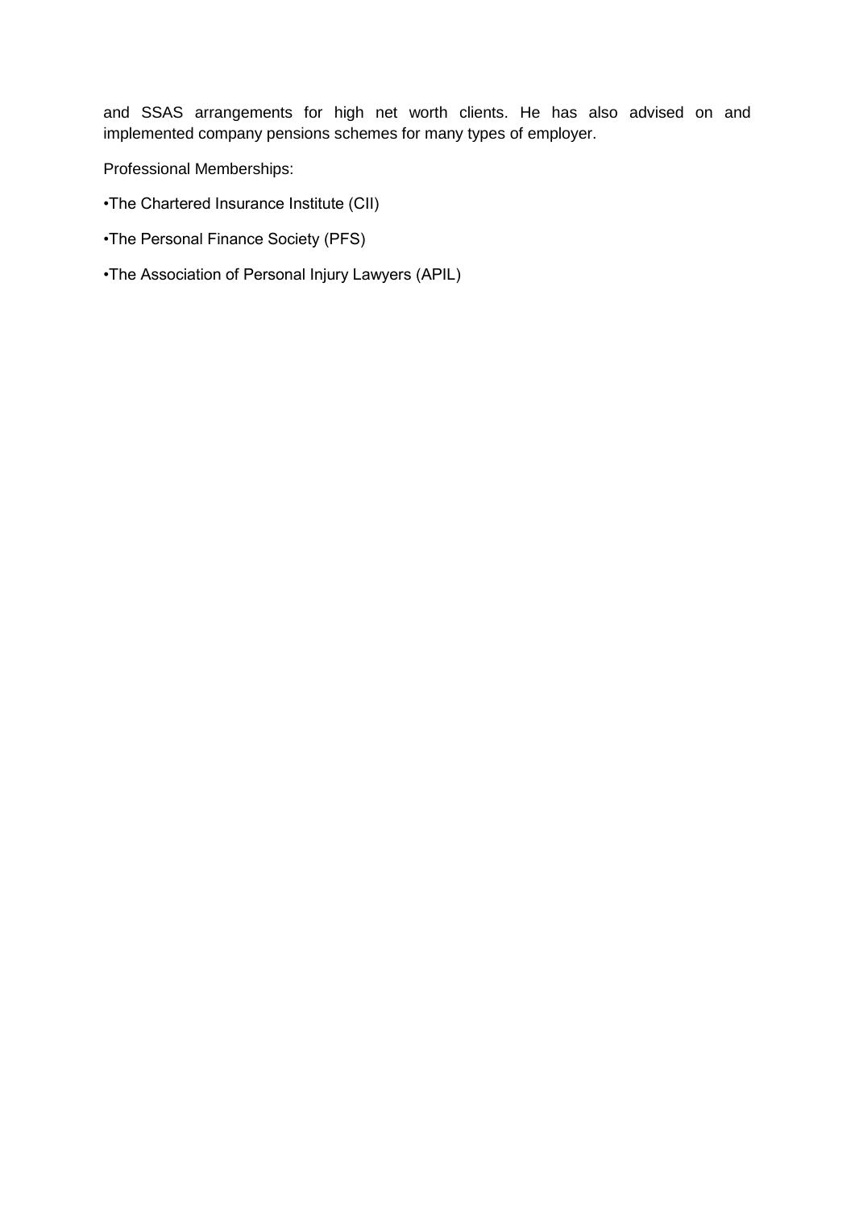and SSAS arrangements for high net worth clients. He has also advised on and implemented company pensions schemes for many types of employer.

Professional Memberships:

- The Chartered Insurance Institute (CII)
- The Personal Finance Society (PFS)
- The Association of Personal Injury Lawyers (APIL)